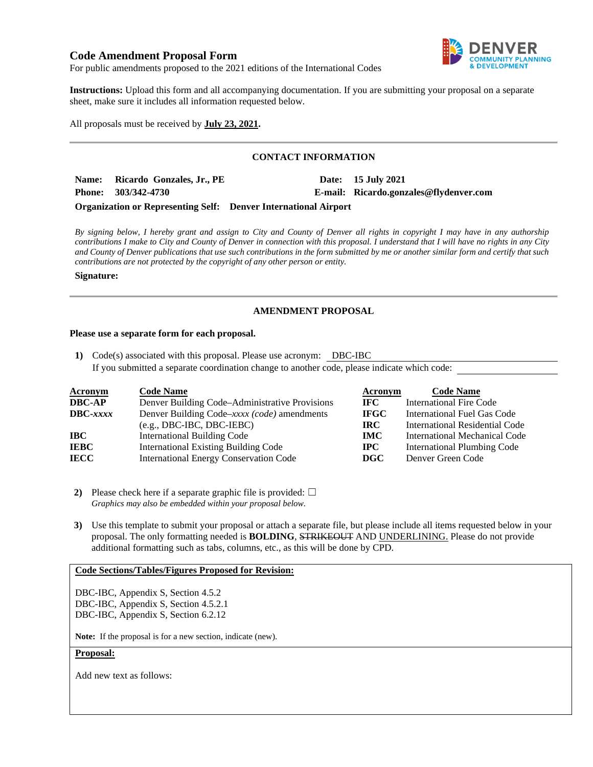# Code Amendment Proposal Form

For public amendments proposed to the 2021 editions of the International Codes

**Instructions:** Upload this form and all accompanying documentation. If you are submitting your proposal on a separate sheet, make sure it includes all information requested below.

All proposals must be received by **July 23, 2021.**

## CONTACT INFORMATION

**Name:** **Ricardo Gonzales, Jr., PE** **Date:** **15 July 2021**

**Phone:** **303/342-4730** **E-mail:** **Ricardo.gonzales@flydenver.com**

**Organization or Representing Self:** **Denver International Airport**

*By signing below, I hereby grant and assign to City and County of Denver all rights in copyright I may have in any authorship contributions I make to City and County of Denver in connection with this proposal. I understand that I will have no rights in any City and County of Denver publications that use such contributions in the form submitted by me or another similar form and certify that such contributions are not protected by the copyright of any other person or entity.*

**Signature:**

## AMENDMENT PROPOSAL

**Please use a separate form for each proposal.**

**1)** Code(s) associated with this proposal. Please use acronym: DBC-IBC

If you submitted a separate coordination change to another code, please indicate which code:

| Acronym | Code Name | Acronym | Code Name |
|---|---|---|---|
| **DBC-AP** | Denver Building Code–Administrative Provisions | **IFC** | International Fire Code |
| **DBC-*xxxx*** | Denver Building Code–*xxxx (code)* amendments (e.g., DBC-IBC, DBC-IEBC) | **IFGC** | International Fuel Gas Code |
| | | **IRC** | International Residential Code |
| **IBC** | International Building Code | **IMC** | International Mechanical Code |
| **IEBC** | International Existing Building Code | **IPC** | International Plumbing Code |
| **IECC** | International Energy Conservation Code | **DGC** | Denver Green Code |

**2)** Please check here if a separate graphic file is provided: ☐

*Graphics may also be embedded within your proposal below.*

**3)** Use this template to submit your proposal or attach a separate file, but please include all items requested below in your proposal. The only formatting needed is **BOLDING**, ~~STRIKEOUT~~ AND UNDERLINING. Please do not provide additional formatting such as tabs, columns, etc., as this will be done by CPD.

**Code Sections/Tables/Figures Proposed for Revision:**

DBC-IBC, Appendix S, Section 4.5.2
DBC-IBC, Appendix S, Section 4.5.2.1
DBC-IBC, Appendix S, Section 6.2.12

**Note:** If the proposal is for a new section, indicate (new).

**Proposal:**

Add new text as follows: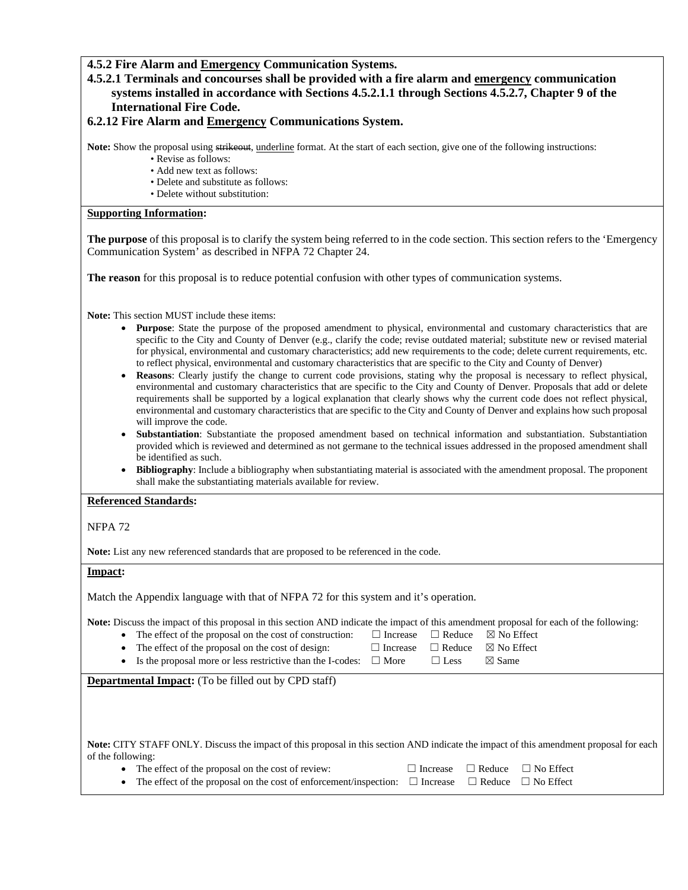**4.5.2 Fire Alarm and <u>Emergency</u> Communication Systems.**

**4.5.2.1 Terminals and concourses shall be provided with a fire alarm and <u>emergency</u> communication systems installed in accordance with Sections 4.5.2.1.1 through Sections 4.5.2.7, Chapter 9 of the International Fire Code.**

**6.2.12 Fire Alarm and <u>Emergency</u> Communications System.**

**Note:** Show the proposal using ~~strikeout~~, <u>underline</u> format. At the start of each section, give one of the following instructions:

- Revise as follows:
- Add new text as follows:
- Delete and substitute as follows:
- Delete without substitution:

**<u>Supporting Information</u>:**

**The purpose** of this proposal is to clarify the system being referred to in the code section. This section refers to the 'Emergency Communication System' as described in NFPA 72 Chapter 24.

**The reason** for this proposal is to reduce potential confusion with other types of communication systems.

**Note:** This section MUST include these items:

- **Purpose**: State the purpose of the proposed amendment to physical, environmental and customary characteristics that are specific to the City and County of Denver (e.g., clarify the code; revise outdated material; substitute new or revised material for physical, environmental and customary characteristics; add new requirements to the code; delete current requirements, etc. to reflect physical, environmental and customary characteristics that are specific to the City and County of Denver)
- **Reasons**: Clearly justify the change to current code provisions, stating why the proposal is necessary to reflect physical, environmental and customary characteristics that are specific to the City and County of Denver. Proposals that add or delete requirements shall be supported by a logical explanation that clearly shows why the current code does not reflect physical, environmental and customary characteristics that are specific to the City and County of Denver and explains how such proposal will improve the code.
- **Substantiation**: Substantiate the proposed amendment based on technical information and substantiation. Substantiation provided which is reviewed and determined as not germane to the technical issues addressed in the proposed amendment shall be identified as such.
- **Bibliography**: Include a bibliography when substantiating material is associated with the amendment proposal. The proponent shall make the substantiating materials available for review.

**<u>Referenced Standards</u>:**

NFPA 72

**Note:** List any new referenced standards that are proposed to be referenced in the code.

**<u>Impact</u>:**

Match the Appendix language with that of NFPA 72 for this system and it's operation.

**Note:** Discuss the impact of this proposal in this section AND indicate the impact of this amendment proposal for each of the following:

- The effect of the proposal on the cost of construction: ☐ Increase ☐ Reduce ☒ No Effect
- The effect of the proposal on the cost of design: ☐ Increase ☐ Reduce ☒ No Effect
- Is the proposal more or less restrictive than the I-codes: ☐ More ☐ Less ☒ Same

**<u>Departmental Impact</u>:** (To be filled out by CPD staff)

**Note:** CITY STAFF ONLY. Discuss the impact of this proposal in this section AND indicate the impact of this amendment proposal for each of the following:

- The effect of the proposal on the cost of review: ☐ Increase ☐ Reduce ☐ No Effect
- The effect of the proposal on the cost of enforcement/inspection: ☐ Increase ☐ Reduce ☐ No Effect